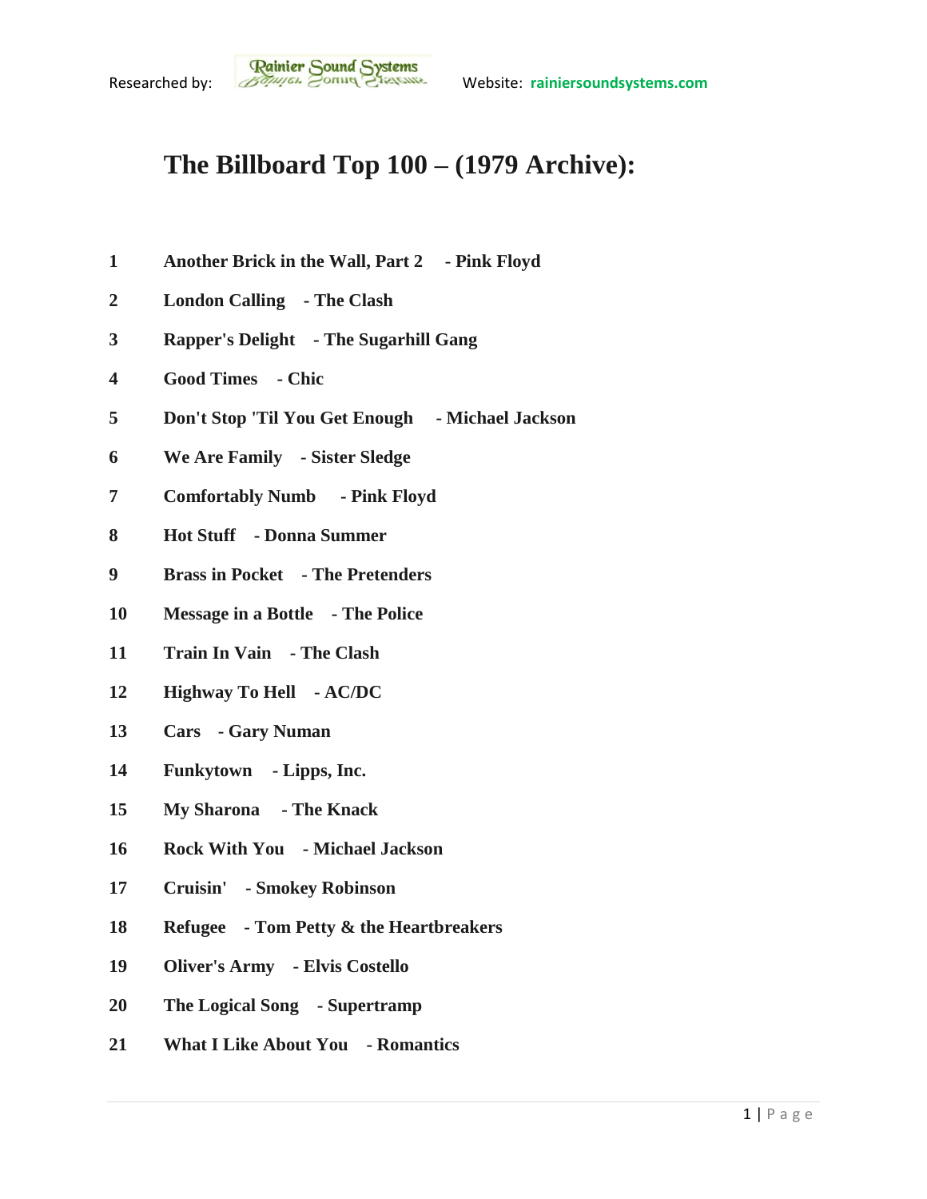Researched by: Rainier Sound Systems Website: **rainiersoundsystems.com**

# The Billboard Top 100 – (1979 Archive):

| | |
|---|---|
| **1** | **Another Brick in the Wall, Part 2 - Pink Floyd** |
| **2** | **London Calling - The Clash** |
| **3** | **Rapper's Delight - The Sugarhill Gang** |
| **4** | **Good Times - Chic** |
| **5** | **Don't Stop 'Til You Get Enough - Michael Jackson** |
| **6** | **We Are Family - Sister Sledge** |
| **7** | **Comfortably Numb - Pink Floyd** |
| **8** | **Hot Stuff - Donna Summer** |
| **9** | **Brass in Pocket - The Pretenders** |
| **10** | **Message in a Bottle - The Police** |
| **11** | **Train In Vain - The Clash** |
| **12** | **Highway To Hell - AC/DC** |
| **13** | **Cars - Gary Numan** |
| **14** | **Funkytown - Lipps, Inc.** |
| **15** | **My Sharona - The Knack** |
| **16** | **Rock With You - Michael Jackson** |
| **17** | **Cruisin' - Smokey Robinson** |
| **18** | **Refugee - Tom Petty & the Heartbreakers** |
| **19** | **Oliver's Army - Elvis Costello** |
| **20** | **The Logical Song - Supertramp** |
| **21** | **What I Like About You - Romantics** |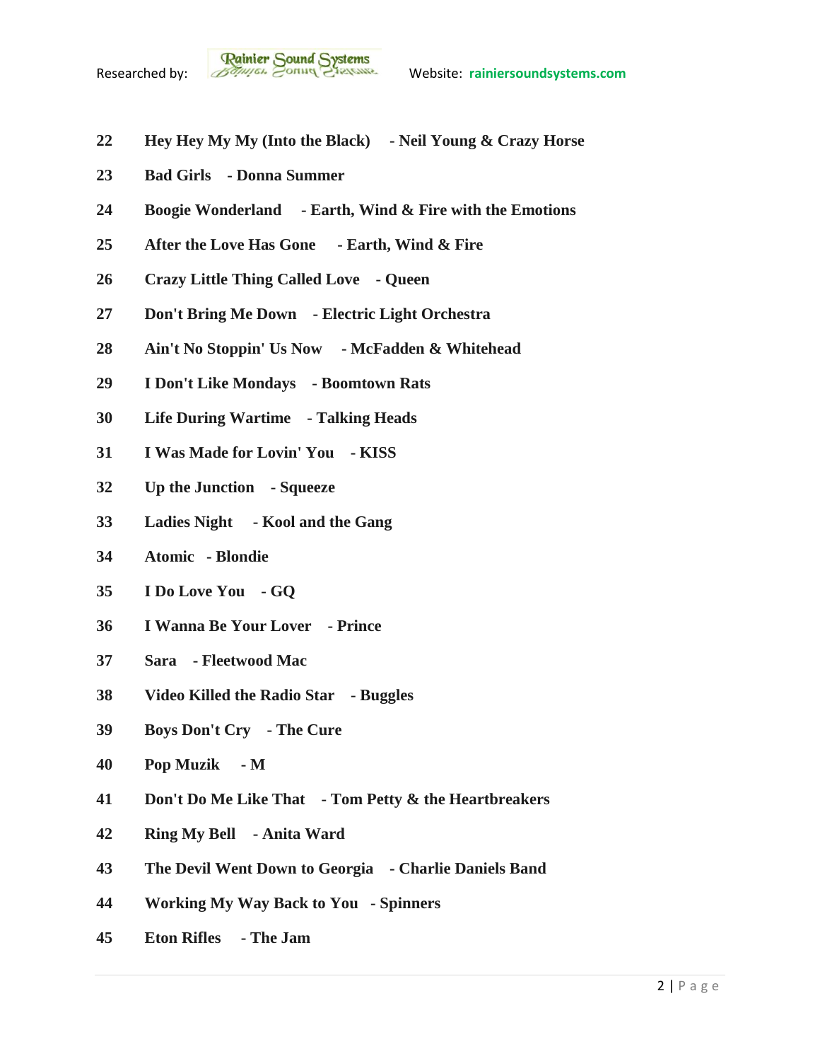22 **Hey Hey My My (Into the Black) - Neil Young & Crazy Horse**

23 **Bad Girls - Donna Summer**

24 **Boogie Wonderland - Earth, Wind & Fire with the Emotions**

25 **After the Love Has Gone - Earth, Wind & Fire**

26 **Crazy Little Thing Called Love - Queen**

27 **Don't Bring Me Down - Electric Light Orchestra**

28 **Ain't No Stoppin' Us Now - McFadden & Whitehead**

29 **I Don't Like Mondays - Boomtown Rats**

30 **Life During Wartime - Talking Heads**

31 **I Was Made for Lovin' You - KISS**

32 **Up the Junction - Squeeze**

33 **Ladies Night - Kool and the Gang**

34 **Atomic - Blondie**

35 **I Do Love You - GQ**

36 **I Wanna Be Your Lover - Prince**

37 **Sara - Fleetwood Mac**

38 **Video Killed the Radio Star - Buggles**

39 **Boys Don't Cry - The Cure**

40 **Pop Muzik - M**

41 **Don't Do Me Like That - Tom Petty & the Heartbreakers**

42 **Ring My Bell - Anita Ward**

43 **The Devil Went Down to Georgia - Charlie Daniels Band**

44 **Working My Way Back to You - Spinners**

45 **Eton Rifles - The Jam**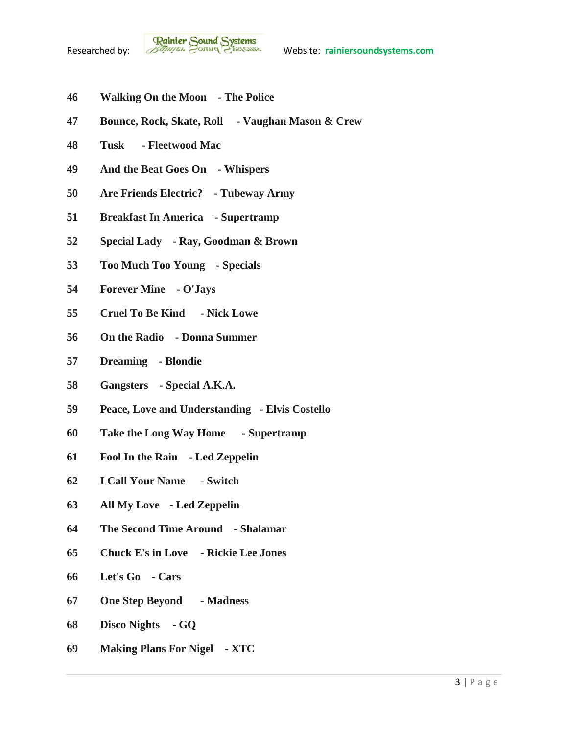**46 Walking On the Moon - The Police**

**47 Bounce, Rock, Skate, Roll - Vaughan Mason & Crew**

**48 Tusk - Fleetwood Mac**

**49 And the Beat Goes On - Whispers**

**50 Are Friends Electric? - Tubeway Army**

**51 Breakfast In America - Supertramp**

**52 Special Lady - Ray, Goodman & Brown**

**53 Too Much Too Young - Specials**

**54 Forever Mine - O'Jays**

**55 Cruel To Be Kind - Nick Lowe**

**56 On the Radio - Donna Summer**

**57 Dreaming - Blondie**

**58 Gangsters - Special A.K.A.**

**59 Peace, Love and Understanding - Elvis Costello**

**60 Take the Long Way Home - Supertramp**

**61 Fool In the Rain - Led Zeppelin**

**62 I Call Your Name - Switch**

**63 All My Love - Led Zeppelin**

**64 The Second Time Around - Shalamar**

**65 Chuck E's in Love - Rickie Lee Jones**

**66 Let's Go - Cars**

**67 One Step Beyond - Madness**

**68 Disco Nights - GQ**

**69 Making Plans For Nigel - XTC**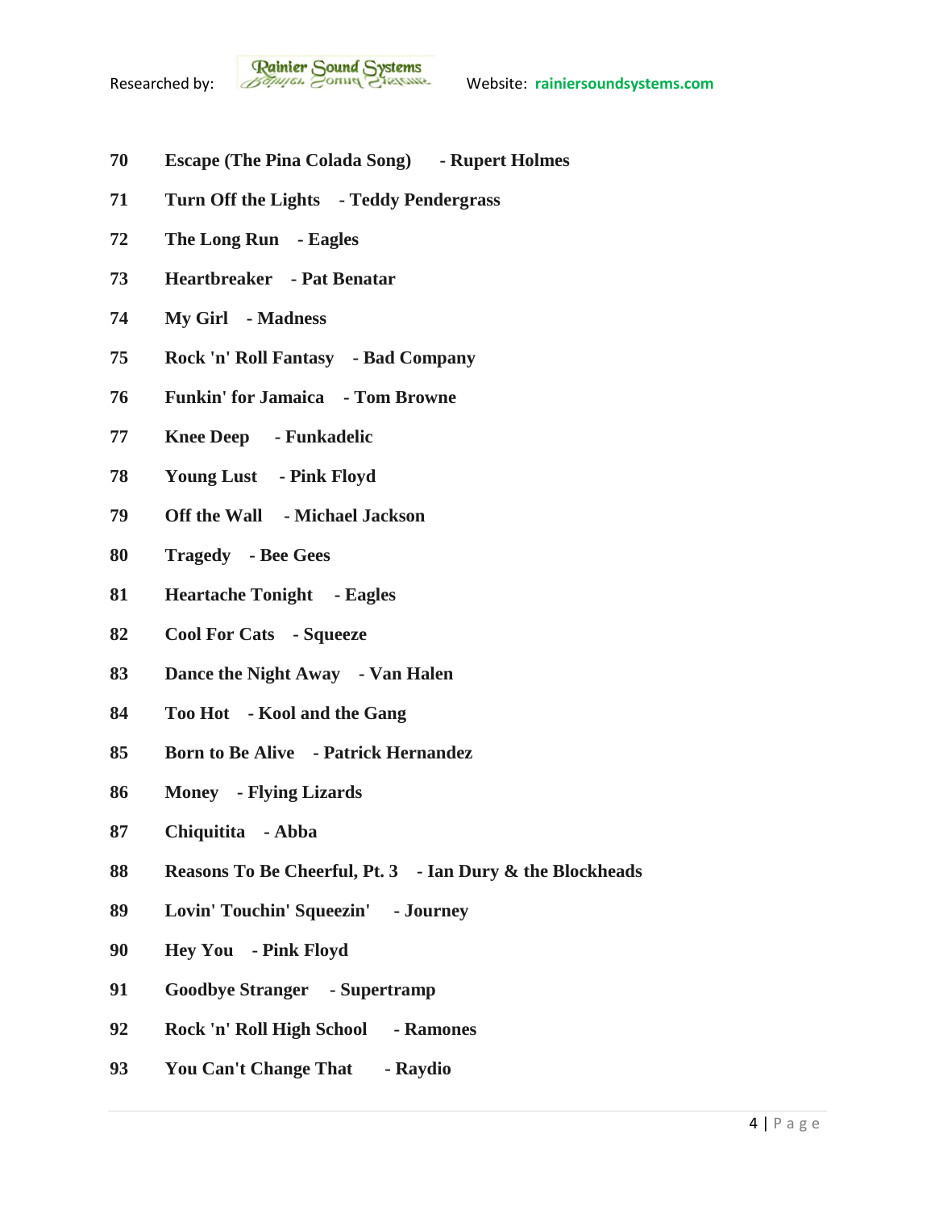**70 Escape (The Pina Colada Song) - Rupert Holmes**

**71 Turn Off the Lights - Teddy Pendergrass**

**72 The Long Run - Eagles**

**73 Heartbreaker - Pat Benatar**

**74 My Girl - Madness**

**75 Rock 'n' Roll Fantasy - Bad Company**

**76 Funkin' for Jamaica - Tom Browne**

**77 Knee Deep - Funkadelic**

**78 Young Lust - Pink Floyd**

**79 Off the Wall - Michael Jackson**

**80 Tragedy - Bee Gees**

**81 Heartache Tonight - Eagles**

**82 Cool For Cats - Squeeze**

**83 Dance the Night Away - Van Halen**

**84 Too Hot - Kool and the Gang**

**85 Born to Be Alive - Patrick Hernandez**

**86 Money - Flying Lizards**

**87 Chiquitita - Abba**

**88 Reasons To Be Cheerful, Pt. 3 - Ian Dury & the Blockheads**

**89 Lovin' Touchin' Squeezin' - Journey**

**90 Hey You - Pink Floyd**

**91 Goodbye Stranger - Supertramp**

**92 Rock 'n' Roll High School - Ramones**

**93 You Can't Change That - Raydio**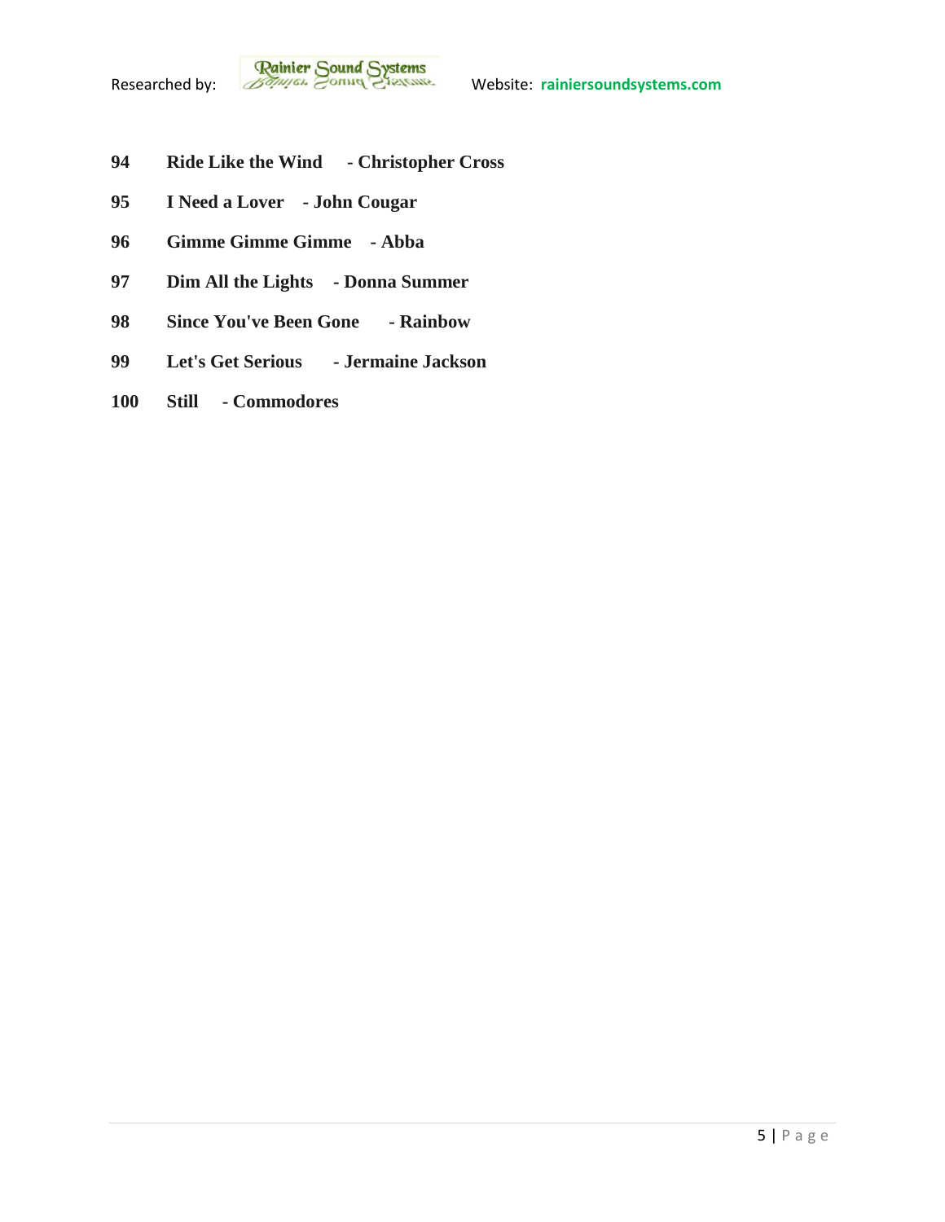**94 Ride Like the Wind - Christopher Cross**

**95 I Need a Lover - John Cougar**

**96 Gimme Gimme Gimme - Abba**

**97 Dim All the Lights - Donna Summer**

**98 Since You've Been Gone - Rainbow**

**99 Let's Get Serious - Jermaine Jackson**

**100 Still - Commodores**